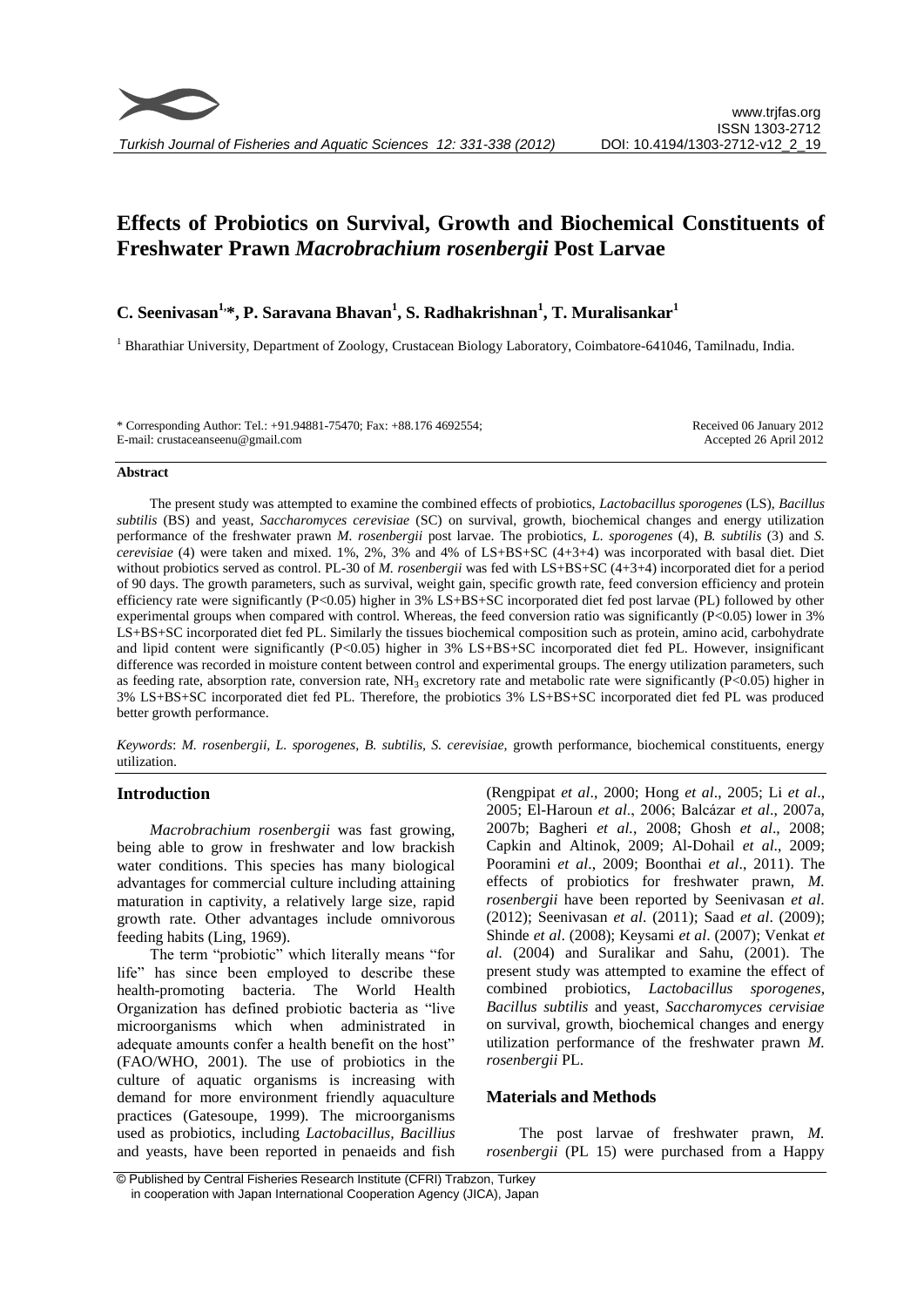# Effects of Probiotics on Survival, Growth and Biochemical Constituents of Freshwater Prawn *Macrobrachium rosenbergii* Post Larvae

## C. Seenivasan[1,*], P. Saravana Bhavan[1], S. Radhakrishnan[1], T. Muralisankar[1]

[1] Bharathiar University, Department of Zoology, Crustacean Biology Laboratory, Coimbatore-641046, Tamilnadu, India.

\* Corresponding Author: Tel.: +91.94881-75470; Fax: +88.176 4692554;
E-mail: crustaceanseenu@gmail.com

Received 06 January 2012
Accepted 26 April 2012

### Abstract

The present study was attempted to examine the combined effects of probiotics, *Lactobacillus sporogenes* (LS), *Bacillus subtilis* (BS) and yeast, *Saccharomyces cerevisiae* (SC) on survival, growth, biochemical changes and energy utilization performance of the freshwater prawn *M. rosenbergii* post larvae. The probiotics, *L. sporogenes* (4), *B. subtilis* (3) and *S. cerevisiae* (4) were taken and mixed. 1%, 2%, 3% and 4% of LS+BS+SC (4+3+4) was incorporated with basal diet. Diet without probiotics served as control. PL-30 of *M. rosenbergii* was fed with LS+BS+SC (4+3+4) incorporated diet for a period of 90 days. The growth parameters, such as survival, weight gain, specific growth rate, feed conversion efficiency and protein efficiency rate were significantly ($P<0.05$) higher in 3% LS+BS+SC incorporated diet fed post larvae (PL) followed by other experimental groups when compared with control. Whereas, the feed conversion ratio was significantly ($P<0.05$) lower in 3% LS+BS+SC incorporated diet fed PL. Similarly the tissues biochemical composition such as protein, amino acid, carbohydrate and lipid content were significantly ($P<0.05$) higher in 3% LS+BS+SC incorporated diet fed PL. However, insignificant difference was recorded in moisture content between control and experimental groups. The energy utilization parameters, such as feeding rate, absorption rate, conversion rate, $NH_3$ excretory rate and metabolic rate were significantly ($P<0.05$) higher in 3% LS+BS+SC incorporated diet fed PL. Therefore, the probiotics 3% LS+BS+SC incorporated diet fed PL was produced better growth performance.

*Keywords*: *M. rosenbergii, L. sporogenes, B. subtilis, S. cerevisiae,* growth performance, biochemical constituents, energy utilization.

## Introduction

*Macrobrachium rosenbergii* was fast growing, being able to grow in freshwater and low brackish water conditions. This species has many biological advantages for commercial culture including attaining maturation in captivity, a relatively large size, rapid growth rate. Other advantages include omnivorous feeding habits (Ling, 1969).

The term "probiotic" which literally means "for life" has since been employed to describe these health-promoting bacteria. The World Health Organization has defined probiotic bacteria as "live microorganisms which when administrated in adequate amounts confer a health benefit on the host" (FAO/WHO, 2001). The use of probiotics in the culture of aquatic organisms is increasing with demand for more environment friendly aquaculture practices (Gatesoupe, 1999). The microorganisms used as probiotics, including *Lactobacillus, Bacillius* and yeasts, have been reported in penaeids and fish (Rengpipat *et al*., 2000; Hong *et al*., 2005; Li *et al*., 2005; El-Haroun *et al*., 2006; Balcázar *et al*., 2007a, 2007b; Bagheri *et al*., 2008; Ghosh *et al*., 2008; Capkin and Altinok, 2009; Al-Dohail *et al*., 2009; Pooramini *et al*., 2009; Boonthai *et al*., 2011). The effects of probiotics for freshwater prawn, *M. rosenbergii* have been reported by Seenivasan *et al*. (2012); Seenivasan *et al*. (2011); Saad *et al*. (2009); Shinde *et al*. (2008); Keysami *et al*. (2007); Venkat *et al*. (2004) and Suralikar and Sahu, (2001). The present study was attempted to examine the effect of combined probiotics, *Lactobacillus sporogenes*, *Bacillus subtilis*, *Saccharomyces cervisiae* and yeast, *Saccharomyces cervisiae* on survival, growth, biochemical changes and energy utilization performance of the freshwater prawn *M. rosenbergii* PL.

## Materials and Methods

The post larvae of freshwater prawn, *M. rosenbergii* (PL 15) were purchased from a Happy

© Published by Central Fisheries Research Institute (CFRI) Trabzon, Turkey in cooperation with Japan International Cooperation Agency (JICA), Japan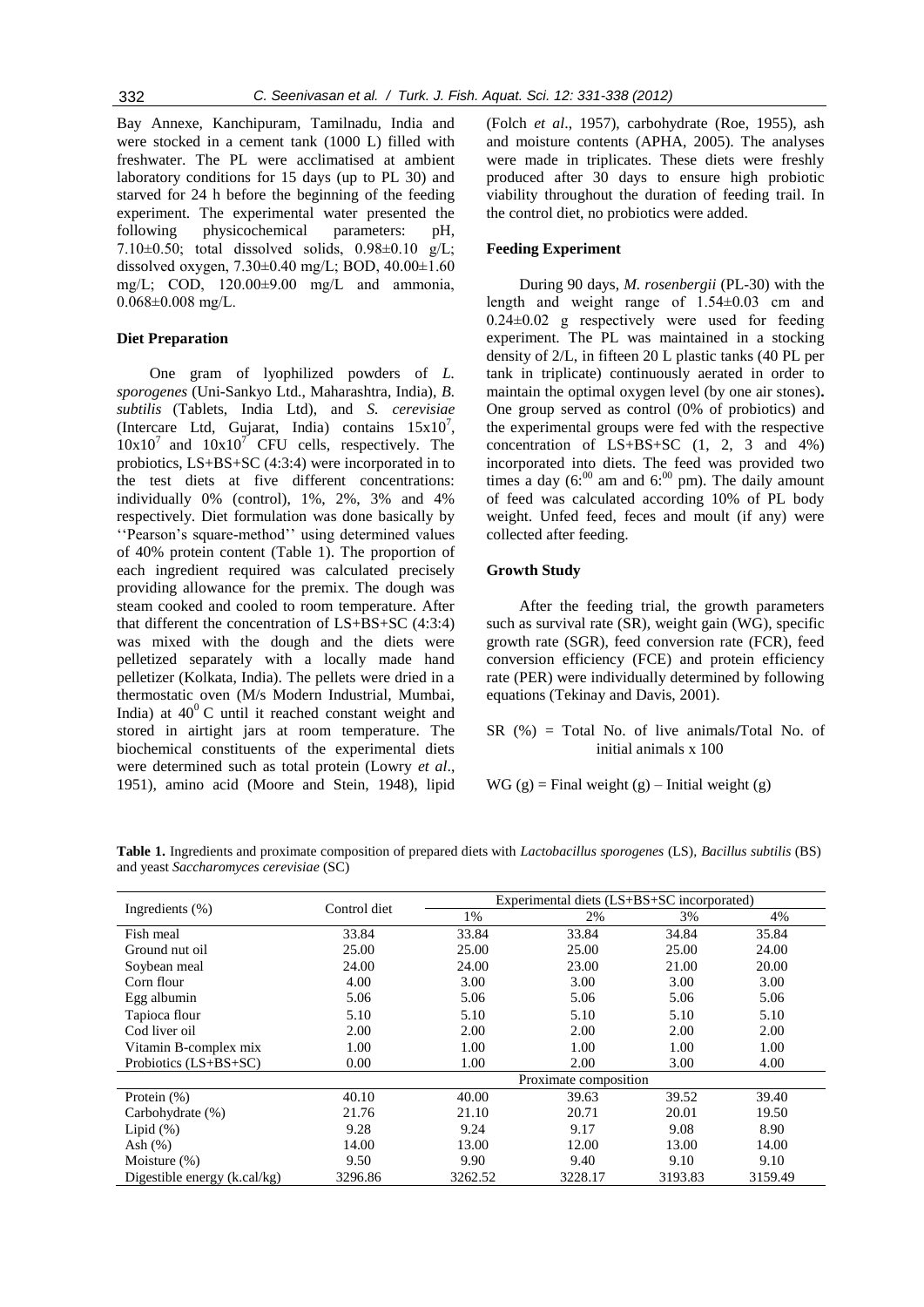Bay Annexe, Kanchipuram, Tamilnadu, India and were stocked in a cement tank (1000 L) filled with freshwater. The PL were acclimatised at ambient laboratory conditions for 15 days (up to PL 30) and starved for 24 h before the beginning of the feeding experiment. The experimental water presented the following physicochemical parameters: pH, 7.10±0.50; total dissolved solids, 0.98±0.10 g/L; dissolved oxygen, 7.30±0.40 mg/L; BOD, 40.00±1.60 mg/L; COD, 120.00±9.00 mg/L and ammonia, 0.068±0.008 mg/L.

### Diet Preparation

One gram of lyophilized powders of *L. sporogenes* (Uni-Sankyo Ltd., Maharashtra, India), *B. subtilis* (Tablets, India Ltd), and *S. cerevisiae* (Intercare Ltd, Gujarat, India) contains $15x10^7$, $10x10^7$ and $10x10^7$ CFU cells, respectively. The probiotics, LS+BS+SC (4:3:4) were incorporated in to the test diets at five different concentrations: individually 0% (control), 1%, 2%, 3% and 4% respectively. Diet formulation was done basically by ''Pearson's square-method'' using determined values of 40% protein content (Table 1). The proportion of each ingredient required was calculated precisely providing allowance for the premix. The dough was steam cooked and cooled to room temperature. After that different the concentration of LS+BS+SC (4:3:4) was mixed with the dough and the diets were pelletized separately with a locally made hand pelletizer (Kolkata, India). The pellets were dried in a thermostatic oven (M/s Modern Industrial, Mumbai, India) at $40^0$ C until it reached constant weight and stored in airtight jars at room temperature. The biochemical constituents of the experimental diets were determined such as total protein (Lowry *et al*., 1951), amino acid (Moore and Stein, 1948), lipid (Folch *et al*., 1957), carbohydrate (Roe, 1955), ash and moisture contents (APHA, 2005). The analyses were made in triplicates. These diets were freshly produced after 30 days to ensure high probiotic viability throughout the duration of feeding trail. In the control diet, no probiotics were added.

### Feeding Experiment

During 90 days, *M. rosenbergii* (PL-30) with the length and weight range of 1.54±0.03 cm and 0.24±0.02 g respectively were used for feeding experiment. The PL was maintained in a stocking density of 2/L, in fifteen 20 L plastic tanks (40 PL per tank in triplicate) continuously aerated in order to maintain the optimal oxygen level (by one air stones)**.** One group served as control (0% of probiotics) and the experimental groups were fed with the respective concentration of LS+BS+SC (1, 2, 3 and 4%) incorporated into diets. The feed was provided two times a day ($6:^{00}$ am and $6:^{00}$ pm). The daily amount of feed was calculated according 10% of PL body weight. Unfed feed, feces and moult (if any) were collected after feeding.

### Growth Study

After the feeding trial, the growth parameters such as survival rate (SR), weight gain (WG), specific growth rate (SGR), feed conversion rate (FCR), feed conversion efficiency (FCE) and protein efficiency rate (PER) were individually determined by following equations (Tekinay and Davis, 2001).

SR (%) = Total No. of live animals/Total No. of initial animals x 100

WG (g) = Final weight (g) – Initial weight (g)

**Table 1.** Ingredients and proximate composition of prepared diets with *Lactobacillus sporogenes* (LS), *Bacillus subtilis* (BS) and yeast *Saccharomyces cerevisiae* (SC)

| Ingredients (%) | Control diet | Experimental diets (LS+BS+SC incorporated) | | | |
|---|---|---|---|---|---|
| | | 1% | 2% | 3% | 4% |
| Fish meal | 33.84 | 33.84 | 33.84 | 34.84 | 35.84 |
| Ground nut oil | 25.00 | 25.00 | 25.00 | 25.00 | 24.00 |
| Soybean meal | 24.00 | 24.00 | 23.00 | 21.00 | 20.00 |
| Corn flour | 4.00 | 3.00 | 3.00 | 3.00 | 3.00 |
| Egg albumin | 5.06 | 5.06 | 5.06 | 5.06 | 5.06 |
| Tapioca flour | 5.10 | 5.10 | 5.10 | 5.10 | 5.10 |
| Cod liver oil | 2.00 | 2.00 | 2.00 | 2.00 | 2.00 |
| Vitamin B-complex mix | 1.00 | 1.00 | 1.00 | 1.00 | 1.00 |
| Probiotics (LS+BS+SC) | 0.00 | 1.00 | 2.00 | 3.00 | 4.00 |
| | Proximate composition | | | | |
| Protein (%) | 40.10 | 40.00 | 39.63 | 39.52 | 39.40 |
| Carbohydrate (%) | 21.76 | 21.10 | 20.71 | 20.01 | 19.50 |
| Lipid (%) | 9.28 | 9.24 | 9.17 | 9.08 | 8.90 |
| Ash (%) | 14.00 | 13.00 | 12.00 | 13.00 | 14.00 |
| Moisture (%) | 9.50 | 9.90 | 9.40 | 9.10 | 9.10 |
| Digestible energy (k.cal/kg) | 3296.86 | 3262.52 | 3228.17 | 3193.83 | 3159.49 |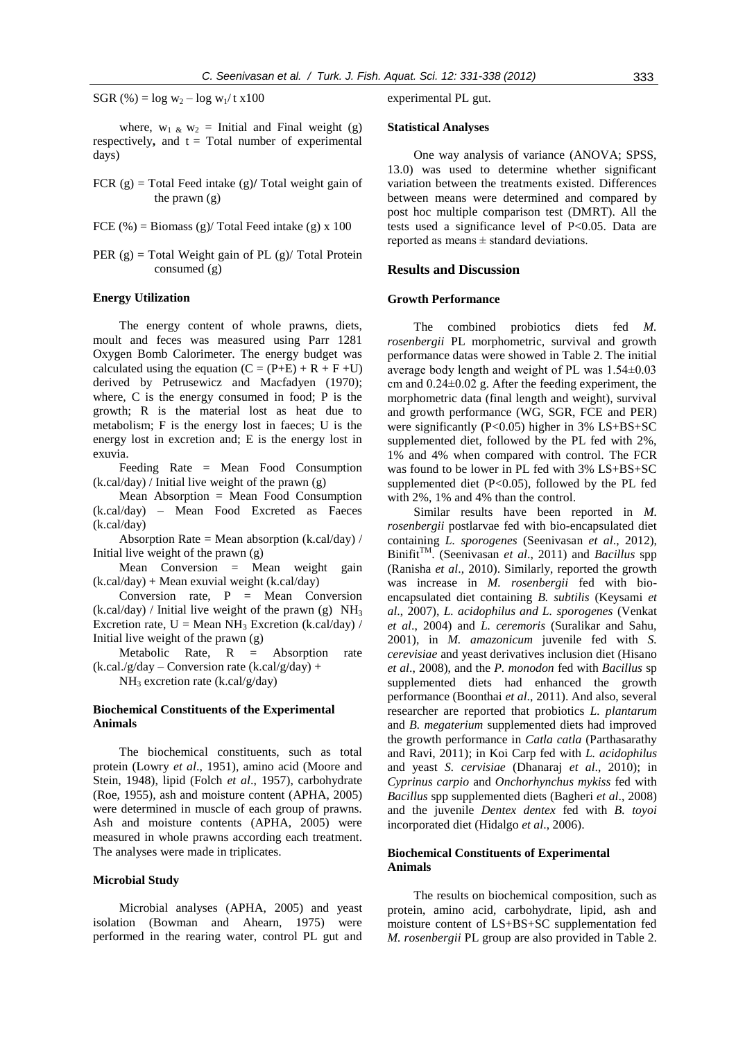$SGR (\%) = \log w_2 - \log w_1 / t \times 100$

where, $w_1$ & $w_2$ = Initial and Final weight (g) respectively, and t = Total number of experimental days)

FCR (g) = Total Feed intake (g)/ Total weight gain of the prawn (g)

FCE (%) = Biomass (g)/ Total Feed intake (g) x 100

PER (g) = Total Weight gain of PL (g)/ Total Protein consumed (g)

### Energy Utilization

The energy content of whole prawns, diets, moult and feces was measured using Parr 1281 Oxygen Bomb Calorimeter. The energy budget was calculated using the equation $(C = (P+E) + R + F + U)$ derived by Petrusewicz and Macfadyen (1970); where, C is the energy consumed in food; P is the growth; R is the material lost as heat due to metabolism; F is the energy lost in faeces; U is the energy lost in excretion and; E is the energy lost in exuvia.

Feeding Rate = Mean Food Consumption (k.cal/day) / Initial live weight of the prawn (g)

Mean Absorption = Mean Food Consumption (k.cal/day) – Mean Food Excreted as Faeces (k.cal/day)

Absorption Rate = Mean absorption (k.cal/day) / Initial live weight of the prawn (g)

Mean Conversion = Mean weight gain (k.cal/day) + Mean exuvial weight (k.cal/day)

Conversion rate, P = Mean Conversion (k.cal/day) / Initial live weight of the prawn (g) $NH_3$ Excretion rate, U = Mean $NH_3$ Excretion (k.cal/day) / Initial live weight of the prawn (g)

Metabolic Rate, R = Absorption rate (k.cal./g/day – Conversion rate (k.cal/g/day) + $NH_3$ excretion rate (k.cal/g/day)

### Biochemical Constituents of the Experimental Animals

The biochemical constituents, such as total protein (Lowry *et al*., 1951), amino acid (Moore and Stein, 1948), lipid (Folch *et al*., 1957), carbohydrate (Roe, 1955), ash and moisture content (APHA, 2005) were determined in muscle of each group of prawns. Ash and moisture contents (APHA, 2005) were measured in whole prawns according each treatment. The analyses were made in triplicates.

### Microbial Study

Microbial analyses (APHA, 2005) and yeast isolation (Bowman and Ahearn, 1975) were performed in the rearing water, control PL gut and experimental PL gut.

### Statistical Analyses

One way analysis of variance (ANOVA; SPSS, 13.0) was used to determine whether significant variation between the treatments existed. Differences between means were determined and compared by post hoc multiple comparison test (DMRT). All the tests used a significance level of $P<0.05$. Data are reported as means ± standard deviations.

## Results and Discussion

### Growth Performance

The combined probiotics diets fed *M. rosenbergii* PL morphometric, survival and growth performance datas were showed in Table 2. The initial average body length and weight of PL was 1.54±0.03 cm and 0.24±0.02 g. After the feeding experiment, the morphometric data (final length and weight), survival and growth performance (WG, SGR, FCE and PER) were significantly ($P<0.05$) higher in 3% LS+BS+SC supplemented diet, followed by the PL fed with 2%, 1% and 4% when compared with control. The FCR was found to be lower in PL fed with 3% LS+BS+SC supplemented diet ($P<0.05$), followed by the PL fed with 2%, 1% and 4% than the control.

Similar results have been reported in *M. rosenbergii* postlarvae fed with bio-encapsulated diet containing *L. sporogenes* (Seenivasan *et al*., 2012), Binifit™. (Seenivasan *et al*., 2011) and *Bacillus* spp (Ranisha *et al*., 2010). Similarly, reported the growth was increase in *M. rosenbergii* fed with bio-encapsulated diet containing *B. subtilis* (Keysami *et al*., 2007), *L. acidophilus and L. sporogenes* (Venkat *et al*., 2004) and *L. ceremoris* (Suralikar and Sahu, 2001), in *M. amazonicum* juvenile fed with *S. cerevisiae* and yeast derivatives inclusion diet (Hisano *et al*., 2008), and the *P. monodon* fed with *Bacillus* sp supplemented diets had enhanced the growth performance (Boonthai *et al*., 2011). And also, several researcher are reported that probiotics *L. plantarum* and *B. megaterium* supplemented diets had improved the growth performance in *Catla catla* (Parthasarathy and Ravi, 2011); in Koi Carp fed with *L. acidophilus* and yeast *S. cervisiae* (Dhanaraj *et al*., 2010); in *Cyprinus carpio* and *Onchorhynchus mykiss* fed with *Bacillus* spp supplemented diets (Bagheri *et al*., 2008) and the juvenile *Dentex dentex* fed with *B. toyoi* incorporated diet (Hidalgo *et al*., 2006).

### Biochemical Constituents of Experimental Animals

The results on biochemical composition, such as protein, amino acid, carbohydrate, lipid, ash and moisture content of LS+BS+SC supplementation fed *M. rosenbergii* PL group are also provided in Table 2.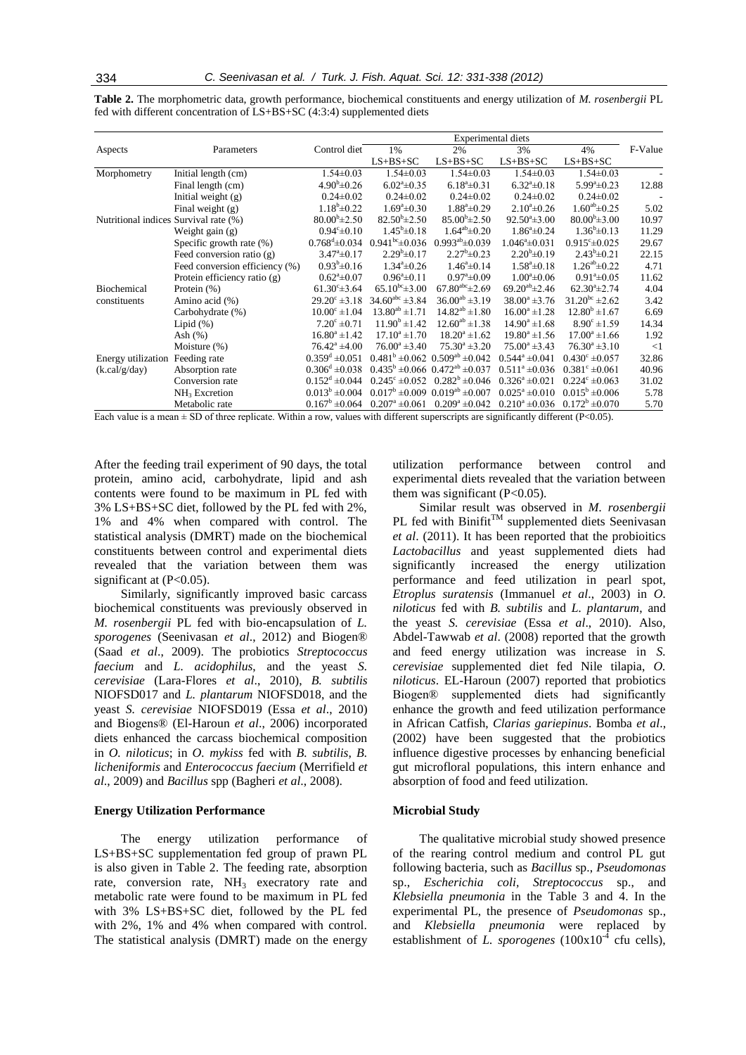**Table 2.** The morphometric data, growth performance, biochemical constituents and energy utilization of *M. rosenbergii* PL fed with different concentration of LS+BS+SC (4:3:4) supplemented diets

| Aspects | Parameters | Control diet | Experimental diets | | | | F-Value |
|---|---|---|---|---|---|---|---|
| | | | 1% LS+BS+SC | 2% LS+BS+SC | 3% LS+BS+SC | 4% LS+BS+SC | |
| Morphometry | Initial length (cm) | 1.54±0.03 | 1.54±0.03 | 1.54±0.03 | 1.54±0.03 | 1.54±0.03 | - |
| | Final length (cm) | $4.90^b$±0.26 | $6.02^a$±0.35 | $6.18^a$±0.31 | $6.32^a$±0.18 | $5.99^a$±0.23 | 12.88 |
| | Initial weight (g) | 0.24±0.02 | 0.24±0.02 | 0.24±0.02 | 0.24±0.02 | 0.24±0.02 | - |
| | Final weight (g) | $1.18^b$±0.22 | $1.69^a$±0.30 | $1.88^a$±0.29 | $2.10^a$±0.26 | $1.60^{ab}$±0.25 | 5.02 |
| Nutritional indices | Survival rate (%) | $80.00^b$±2.50 | $82.50^b$±2.50 | $85.00^b$±2.50 | $92.50^a$±3.00 | $80.00^b$±3.00 | 10.97 |
| | Weight gain (g) | $0.94^c$±0.10 | $1.45^b$±0.18 | $1.64^{ab}$±0.20 | $1.86^a$±0.24 | $1.36^b$±0.13 | 11.29 |
| | Specific growth rate (%) | $0.768^d$±0.034 | $0.941^{bc}$±0.036 | $0.993^{ab}$±0.039 | $1.046^a$±0.031 | $0.915^c$±0.025 | 29.67 |
| | Feed conversion ratio (g) | $3.47^a$±0.17 | $2.29^b$±0.17 | $2.27^b$±0.23 | $2.20^b$±0.19 | $2.43^b$±0.21 | 22.15 |
| | Feed conversion efficiency (%) | $0.93^b$±0.16 | $1.34^a$±0.26 | $1.46^a$±0.14 | $1.58^a$±0.18 | $1.26^{ab}$±0.22 | 4.71 |
| | Protein efficiency ratio (g) | $0.62^a$±0.07 | $0.96^a$±0.11 | $0.97^a$±0.09 | $1.00^a$±0.06 | $0.91^a$±0.05 | 11.62 |
| Biochemical constituents | Protein (%) | $61.30^c$±3.64 | $65.10^{bc}$±3.00 | $67.80^{abc}$±2.69 | $69.20^{ab}$±2.46 | $62.30^a$±2.74 | 4.04 |
| | Amino acid (%) | $29.20^c$ ±3.18 | $34.60^{abc}$ ±3.84 | $36.00^{ab}$ ±3.19 | $38.00^a$ ±3.76 | $31.20^{bc}$ ±2.62 | 3.42 |
| | Carbohydrate (%) | $10.00^c$ ±1.04 | $13.80^{ab}$ ±1.71 | $14.82^{ab}$ ±1.80 | $16.00^a$ ±1.28 | $12.80^b$ ±1.67 | 6.69 |
| | Lipid (%) | $7.20^c$ ±0.71 | $11.90^b$ ±1.42 | $12.60^{ab}$ ±1.38 | $14.90^a$ ±1.68 | $8.90^c$ ±1.59 | 14.34 |
| | Ash (%) | $16.80^a$ ±1.42 | $17.10^a$ ±1.70 | $18.20^a$ ±1.62 | $19.80^a$ ±1.56 | $17.00^a$ ±1.66 | 1.92 |
| | Moisture (%) | $76.42^a$ ±4.00 | $76.00^a$ ±3.40 | $75.30^a$ ±3.20 | $75.00^a$ ±3.43 | $76.30^a$ ±3.10 | <1 |
| Energy utilization (k.cal/g/day) | Feeding rate | $0.359^d$ ±0.051 | $0.481^b$ ±0.062 | $0.509^{ab}$ ±0.042 | $0.544^a$ ±0.041 | $0.430^c$ ±0.057 | 32.86 |
| | Absorption rate | $0.306^d$ ±0.038 | $0.435^b$ ±0.066 | $0.472^{ab}$ ±0.037 | $0.511^a$ ±0.036 | $0.381^c$ ±0.061 | 40.96 |
| | Conversion rate | $0.152^d$ ±0.044 | $0.245^c$ ±0.052 | $0.282^b$ ±0.046 | $0.326^a$ ±0.021 | $0.224^c$ ±0.063 | 31.02 |
| | $NH_3$ Excretion | $0.013^b$ ±0.004 | $0.017^b$ ±0.009 | $0.019^{ab}$ ±0.007 | $0.025^a$ ±0.010 | $0.015^b$ ±0.006 | 5.78 |
| | Metabolic rate | $0.167^b$ ±0.064 | $0.207^a$ ±0.061 | $0.209^a$ ±0.042 | $0.210^a$ ±0.036 | $0.172^b$ ±0.070 | 5.70 |

Each value is a mean ± SD of three replicate. Within a row, values with different superscripts are significantly different (P<0.05).

After the feeding trail experiment of 90 days, the total protein, amino acid, carbohydrate, lipid and ash contents were found to be maximum in PL fed with 3% LS+BS+SC diet, followed by the PL fed with 2%, 1% and 4% when compared with control. The statistical analysis (DMRT) made on the biochemical constituents between control and experimental diets revealed that the variation between them was significant at (P<0.05).

Similarly, significantly improved basic carcass biochemical constituents was previously observed in *M. rosenbergii* PL fed with bio-encapsulation of *L. sporogenes* (Seenivasan *et al*., 2012) and Biogen® (Saad *et al*., 2009). The probiotics *Streptococcus faecium* and *L. acidophilus*, and the yeast *S. cerevisiae* (Lara-Flores *et al*., 2010), *B. subtilis* NIOFSD017 and *L. plantarum* NIOFSD018, and the yeast *S. cerevisiae* NIOFSD019 (Essa *et al*., 2010) and Biogens® (El-Haroun *et al*., 2006) incorporated diets enhanced the carcass biochemical composition in *O. niloticus*; in *O. mykiss* fed with *B. subtilis*, *B. licheniformis* and *Enterococcus faecium* (Merrifield *et al*., 2009) and *Bacillus* spp (Bagheri *et al*., 2008).

### Energy Utilization Performance

The energy utilization performance of LS+BS+SC supplementation fed group of prawn PL is also given in Table 2. The feeding rate, absorption rate, conversion rate, $NH_3$ execratory rate and metabolic rate were found to be maximum in PL fed with 3% LS+BS+SC diet, followed by the PL fed with 2%, 1% and 4% when compared with control. The statistical analysis (DMRT) made on the energy utilization performance between control and experimental diets revealed that the variation between them was significant (P<0.05).

Similar result was observed in *M. rosenbergii* PL fed with Binifit™ supplemented diets Seenivasan *et al*. (2011). It has been reported that the probioitics *Lactobacillus* and yeast supplemented diets had significantly increased the energy utilization performance and feed utilization in pearl spot, *Etroplus suratensis* (Immanuel *et al*., 2003) in *O. niloticus* fed with *B. subtilis* and *L. plantarum*, and the yeast *S. cerevisiae* (Essa *et al*., 2010). Also, Abdel-Tawwab *et al*. (2008) reported that the growth and feed energy utilization was increase in *S. cerevisiae* supplemented diet fed Nile tilapia, *O. niloticus*. EL-Haroun (2007) reported that probiotics Biogen® supplemented diets had significantly enhance the growth and feed utilization performance in African Catfish, *Clarias gariepinus*. Bomba *et al*., (2002) have been suggested that the probiotics influence digestive processes by enhancing beneficial gut microfloral populations, this intern enhance and absorption of food and feed utilization.

### Microbial Study

The qualitative microbial study showed presence of the rearing control medium and control PL gut following bacteria, such as *Bacillus* sp., *Pseudomonas* sp., *Escherichia coli*, *Streptococcus* sp., and *Klebsiella pneumonia* in the Table 3 and 4. In the experimental PL, the presence of *Pseudomonas* sp., and *Klebsiella pneumonia* were replaced by establishment of *L. sporogenes* ($100 \times 10^{-4}$ cfu cells),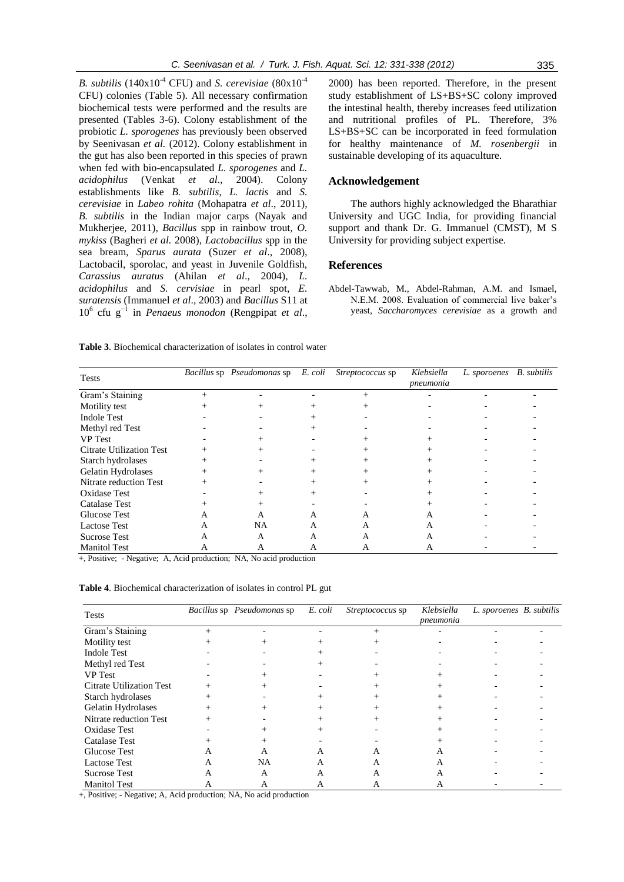*B. subtilis* ($140x10^{-4}$ CFU) and *S. cerevisiae* ($80x10^{-4}$ CFU) colonies (Table 5). All necessary confirmation biochemical tests were performed and the results are presented (Tables 3-6). Colony establishment of the probiotic *L. sporogenes* has previously been observed by Seenivasan *et al.* (2012). Colony establishment in the gut has also been reported in this species of prawn when fed with bio-encapsulated *L. sporogenes* and *L. acidophilus* (Venkat *et al*., 2004). Colony establishments like *B. subtilis, L. lactis* and *S. cerevisiae* in *Labeo rohita* (Mohapatra *et al*., 2011), *B. subtilis* in the Indian major carps (Nayak and Mukherjee, 2011), *Bacillus* spp in rainbow trout, *O. mykiss* (Bagheri *et al.* 2008), *Lactobacillus* spp in the sea bream, *Sparus aurata* (Suzer *et al*., 2008), Lactobacil, sporolac, and yeast in Juvenile Goldfish, *Carassius auratus* (Ahilan *et al*., 2004), *L. acidophilus* and *S. cervisiae* in pearl spot, *E. suratensis* (Immanuel *et al*., 2003) and *Bacillus* S11 at $10^6$ cfu $g^{-1}$ in *Penaeus monodon* (Rengpipat *et al*., 2000) has been reported. Therefore, in the present study establishment of LS+BS+SC colony improved the intestinal health, thereby increases feed utilization and nutritional profiles of PL. Therefore, 3% LS+BS+SC can be incorporated in feed formulation for healthy maintenance of *M. rosenbergii* in sustainable developing of its aquaculture.

## Acknowledgement

The authors highly acknowledged the Bharathiar University and UGC India, for providing financial support and thank Dr. G. Immanuel (CMST), M S University for providing subject expertise.

## References

Abdel-Tawwab, M., Abdel-Rahman, A.M. and Ismael, N.E.M. 2008. Evaluation of commercial live baker's yeast, *Saccharomyces cerevisiae* as a growth and

**Table 3**. Biochemical characterization of isolates in control water

| Tests | *Bacillus* sp | *Pseudomonas* sp | *E. coli* | *Streptococcus* sp | *Klebsiella pneumonia* | *L. sporoenes* | *B. subtilis* |
|---|---|---|---|---|---|---|---|
| Gram's Staining | + | - | - | + | - | - | - |
| Motility test | + | + | + | + | - | - | - |
| Indole Test | - | - | + | - | - | - | - |
| Methyl red Test | - | - | + | - | - | - | - |
| VP Test | - | + | - | + | + | - | - |
| Citrate Utilization Test | + | + | - | + | + | - | - |
| Starch hydrolases | + | - | + | + | + | - | - |
| Gelatin Hydrolases | + | + | + | + | + | - | - |
| Nitrate reduction Test | + | - | + | + | + | - | - |
| Oxidase Test | - | + | + | - | + | - | - |
| Catalase Test | + | + | - | - | + | - | - |
| Glucose Test | A | A | A | A | A | - | - |
| Lactose Test | A | NA | A | A | A | - | - |
| Sucrose Test | A | A | A | A | A | - | - |
| Manitol Test | A | A | A | A | A | - | - |

+, Positive; - Negative; A, Acid production; NA, No acid production

**Table 4**. Biochemical characterization of isolates in control PL gut

| Tests | *Bacillus* sp | *Pseudomonas* sp | *E. coli* | *Streptococcus* sp | *Klebsiella pneumonia* | *L. sporoenes* | *B. subtilis* |
|---|---|---|---|---|---|---|---|
| Gram's Staining | + | - | - | + | - | - | - |
| Motility test | + | + | + | + | - | - | - |
| Indole Test | - | - | + | - | - | - | - |
| Methyl red Test | - | - | + | - | - | - | - |
| VP Test | - | + | - | + | + | - | - |
| Citrate Utilization Test | + | + | - | + | + | - | - |
| Starch hydrolases | + | - | + | + | + | - | - |
| Gelatin Hydrolases | + | + | + | + | + | - | - |
| Nitrate reduction Test | + | - | + | + | + | - | - |
| Oxidase Test | - | + | + | - | + | - | - |
| Catalase Test | + | + | - | - | + | - | - |
| Glucose Test | A | A | A | A | A | - | - |
| Lactose Test | A | NA | A | A | A | - | - |
| Sucrose Test | A | A | A | A | A | - | - |
| Manitol Test | A | A | A | A | A | - | - |

+, Positive; - Negative; A, Acid production; NA, No acid production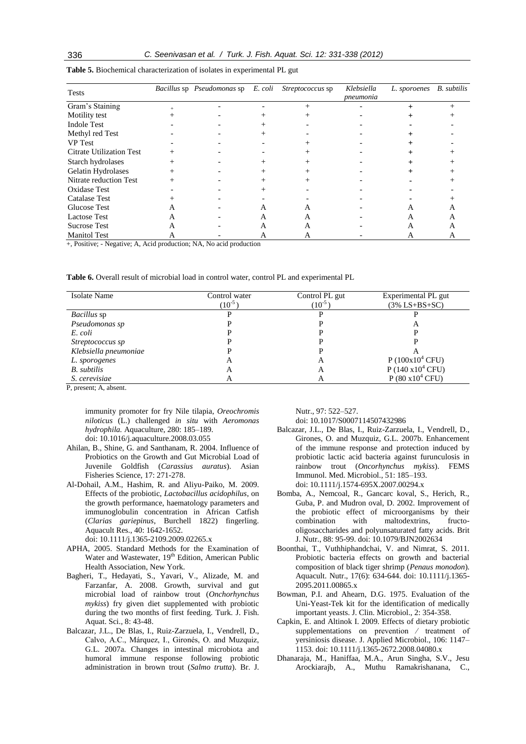**Table 5.** Biochemical characterization of isolates in experimental PL gut

| Tests | *Bacillus* sp | *Pseudomonas* sp | *E. coli* | *Streptococcus* sp | *Klebsiella pneumonia* | *L. sporoenes* | *B. subtilis* |
|---|---|---|---|---|---|---|---|
| Gram's Staining | + | - | - | + | - | + | + |
| Motility test | + | - | + | + | - | + | + |
| Indole Test | - | - | + | - | - | - | - |
| Methyl red Test | - | - | + | - | - | + | - |
| VP Test | - | - | - | + | - | + | - |
| Citrate Utilization Test | + | - | - | + | - | + | + |
| Starch hydrolases | + | - | + | + | - | + | + |
| Gelatin Hydrolases | + | - | + | + | - | + | + |
| Nitrate reduction Test | + | - | + | + | - | - | + |
| Oxidase Test | - | - | + | - | - | - | - |
| Catalase Test | + | - | - | - | - | - | + |
| Glucose Test | A | - | A | A | - | A | A |
| Lactose Test | A | - | A | A | - | A | A |
| Sucrose Test | A | - | A | A | - | A | A |
| Manitol Test | A | - | A | A | - | A | A |

+, Positive; - Negative; A, Acid production; NA, No acid production

**Table 6.** Overall result of microbial load in control water, control PL and experimental PL

| Isolate Name | Control water ($10^{-5}$) | Control PL gut ($10^{-5}$) | Experimental PL gut (3% LS+BS+SC) |
|---|---|---|---|
| *Bacillus* sp | P | P | P |
| *Pseudomonas sp* | P | P | A |
| *E. coli* | P | P | P |
| *Streptococcus sp* | P | P | P |
| *Klebsiella pneumoniae* | P | P | A |
| *L. sporogenes* | A | A | P (100x$10^4$ CFU) |
| *B. subtilis* | A | A | P (140 x$10^4$ CFU) |
| *S. cerevisiae* | A | A | P (80 x$10^4$ CFU) |

P, present; A, absent.

immunity promoter for fry Nile tilapia, *Oreochromis niloticus* (L.) challenged *in situ* with *Aeromonas hydrophila.* Aquaculture, 280: 185–189. doi: 10.1016/j.aquaculture.2008.03.055

Ahilan, B., Shine, G. and Santhanam, R. 2004. Influence of Probiotics on the Growth and Gut Microbial Load of Juvenile Goldfish (*Carassius auratus*). Asian Fisheries Science, 17: 271-278.

Al-Dohail, A.M., Hashim, R. and Aliyu-Paiko, M. 2009. Effects of the probiotic, *Lactobacillus acidophilus*, on the growth performance, haematology parameters and immunoglobulin concentration in African Catfish (*Clarias gariepinus*, Burchell 1822) fingerling. Aquacult Res., 40: 1642-1652. doi: 10.1111/j.1365-2109.2009.02265.x

APHA, 2005. Standard Methods for the Examination of Water and Wastewater, 19th Edition, American Public Health Association, New York.

Bagheri, T., Hedayati, S., Yavari, V., Alizade, M. and Farzanfar, A. 2008. Growth, survival and gut microbial load of rainbow trout (*Onchorhynchus mykiss*) fry given diet supplemented with probiotic during the two months of first feeding. Turk. J. Fish. Aquat. Sci., 8: 43-48.

Balcazar, J.L., De Blas, I., Ruiz-Zarzuela, I., Vendrell, D., Calvo, A.C., Márquez, I., Gironés, O. and Muzquiz, G.L. 2007a. Changes in intestinal microbiota and humoral immune response following probiotic administration in brown trout (*Salmo trutta*). Br. J. Nutr., 97: 522–527. doi: 10.1017/S0007114507432986

Balcazar, J.L., De Blas, I., Ruiz-Zarzuela, I., Vendrell, D., Girones, O. and Muzquiz, G.L. 2007b. Enhancement of the immune response and protection induced by probiotic lactic acid bacteria against furunculosis in rainbow trout (*Oncorhynchus mykiss*). FEMS Immunol. Med. Microbiol., 51: 185–193. doi: 10.1111/j.1574-695X.2007.00294.x

Bomba, A., Nemcoal, R., Gancarc koval, S., Herich, R., Guba, P. and Mudron oval, D. 2002. Improvement of the probiotic effect of microorganisms by their combination with maltodextrins, fructo-oligosaccharides and polyunsaturated fatty acids. Brit J. Nutr., 88: 95-99. doi: 10.1079/BJN2002634

Boonthai, T., Vuthhiphandchai, V. and Nimrat, S. 2011. Probiotic bacteria effects on growth and bacterial composition of black tiger shrimp (*Penaus monodon*). Aquacult. Nutr., 17(6): 634-644. doi: 10.1111/j.1365-2095.2011.00865.x

Bowman, P.I. and Ahearn, D.G. 1975. Evaluation of the Uni-Yeast-Tek kit for the identification of medically important yeasts. J. Clin. Microbiol., 2: 354-358.

Capkin, E. and Altinok I. 2009. Effects of dietary probiotic supplementations on prevention ⁄ treatment of yersiniosis disease. J. Applied Microbiol., 106: 1147–1153. doi: 10.1111/j.1365-2672.2008.04080.x

Dhanaraja, M., Haniffaa, M.A., Arun Singha, S.V., Jesu Arockiarajb, A., Muthu Ramakrishanana, C.,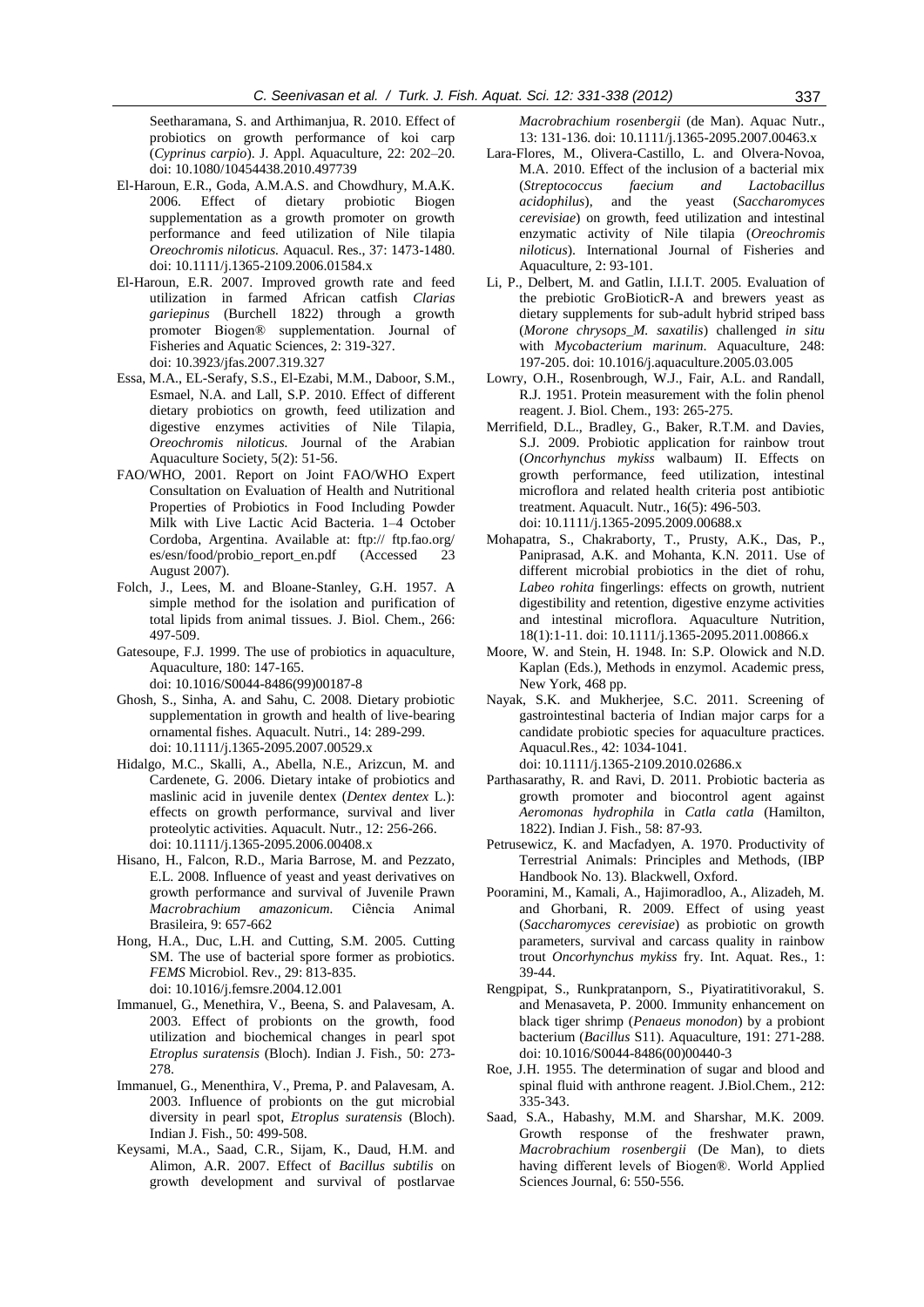Seetharamana, S. and Arthimanjua, R. 2010. Effect of probiotics on growth performance of koi carp (*Cyprinus carpio*). J. Appl. Aquaculture, 22: 202–20. doi: 10.1080/10454438.2010.497739

El-Haroun, E.R., Goda, A.M.A.S. and Chowdhury, M.A.K. 2006. Effect of dietary probiotic Biogen supplementation as a growth promoter on growth performance and feed utilization of Nile tilapia *Oreochromis niloticus.* Aquacul. Res., 37: 1473-1480. doi: 10.1111/j.1365-2109.2006.01584.x

El-Haroun, E.R. 2007. Improved growth rate and feed utilization in farmed African catfish *Clarias gariepinus* (Burchell 1822) through a growth promoter Biogen® supplementation. Journal of Fisheries and Aquatic Sciences, 2: 319-327. doi: 10.3923/jfas.2007.319.327

Essa, M.A., EL-Serafy, S.S., El-Ezabi, M.M., Daboor, S.M., Esmael, N.A. and Lall, S.P. 2010. Effect of different dietary probiotics on growth, feed utilization and digestive enzymes activities of Nile Tilapia, *Oreochromis niloticus.* Journal of the Arabian Aquaculture Society, 5(2): 51-56.

FAO/WHO, 2001. Report on Joint FAO/WHO Expert Consultation on Evaluation of Health and Nutritional Properties of Probiotics in Food Including Powder Milk with Live Lactic Acid Bacteria. 1–4 October Cordoba, Argentina. Available at: ftp:// ftp.fao.org/ es/esn/food/probio_report_en.pdf (Accessed 23 August 2007).

Folch, J., Lees, M. and Bloane-Stanley, G.H. 1957. A simple method for the isolation and purification of total lipids from animal tissues. J. Biol. Chem., 266: 497-509.

Gatesoupe, F.J. 1999. The use of probiotics in aquaculture, Aquaculture, 180: 147-165. doi: 10.1016/S0044-8486(99)00187-8

Ghosh, S., Sinha, A. and Sahu, C. 2008. Dietary probiotic supplementation in growth and health of live-bearing ornamental fishes. Aquacult. Nutri., 14: 289-299. doi: 10.1111/j.1365-2095.2007.00529.x

Hidalgo, M.C., Skalli, A., Abella, N.E., Arizcun, M. and Cardenete, G. 2006. Dietary intake of probiotics and maslinic acid in juvenile dentex (*Dentex dentex* L.): effects on growth performance, survival and liver proteolytic activities. Aquacult. Nutr., 12: 256-266. doi: 10.1111/j.1365-2095.2006.00408.x

Hisano, H., Falcon, R.D., Maria Barrose, M. and Pezzato, E.L. 2008. Influence of yeast and yeast derivatives on growth performance and survival of Juvenile Prawn *Macrobrachium amazonicum.* Ciência Animal Brasileira, 9: 657-662

Hong, H.A., Duc, L.H. and Cutting, S.M. 2005. Cutting SM. The use of bacterial spore former as probiotics. *FEMS* Microbiol. Rev., 29: 813-835. doi: 10.1016/j.femsre.2004.12.001

Immanuel, G., Menethira, V., Beena, S. and Palavesam, A. 2003. Effect of probionts on the growth, food utilization and biochemical changes in pearl spot *Etroplus suratensis* (Bloch). Indian J. Fish., 50: 273-278.

Immanuel, G., Menenthira, V., Prema, P. and Palavesam, A. 2003. Influence of probionts on the gut microbial diversity in pearl spot, *Etroplus suratensis* (Bloch). Indian J. Fish., 50: 499-508.

Keysami, M.A., Saad, C.R., Sijam, K., Daud, H.M. and Alimon, A.R. 2007. Effect of *Bacillus subtilis* on growth development and survival of postlarvae *Macrobrachium rosenbergii* (de Man). Aquac Nutr., 13: 131-136. doi: 10.1111/j.1365-2095.2007.00463.x

Lara-Flores, M., Olivera-Castillo, L. and Olvera-Novoa, M.A. 2010. Effect of the inclusion of a bacterial mix (*Streptococcus faecium and Lactobacillus acidophilus*), and the yeast (*Saccharomyces cerevisiae*) on growth, feed utilization and intestinal enzymatic activity of Nile tilapia (*Oreochromis niloticus*). International Journal of Fisheries and Aquaculture, 2: 93-101.

Li, P., Delbert, M. and Gatlin, I.I.I.T. 2005. Evaluation of the prebiotic GroBioticR-A and brewers yeast as dietary supplements for sub-adult hybrid striped bass (*Morone chrysops_M. saxatilis*) challenged *in situ* with *Mycobacterium marinum*. Aquaculture, 248: 197-205. doi: 10.1016/j.aquaculture.2005.03.005

Lowry, O.H., Rosenbrough, W.J., Fair, A.L. and Randall, R.J. 1951. Protein measurement with the folin phenol reagent. J. Biol. Chem., 193: 265-275.

Merrifield, D.L., Bradley, G., Baker, R.T.M. and Davies, S.J. 2009. Probiotic application for rainbow trout (*Oncorhynchus mykiss* walbaum) II. Effects on growth performance, feed utilization, intestinal microflora and related health criteria post antibiotic treatment. Aquacult. Nutr., 16(5): 496-503. doi: 10.1111/j.1365-2095.2009.00688.x

Mohapatra, S., Chakraborty, T., Prusty, A.K., Das, P., Paniprasad, A.K. and Mohanta, K.N. 2011. Use of different microbial probiotics in the diet of rohu, *Labeo rohita* fingerlings: effects on growth, nutrient digestibility and retention, digestive enzyme activities and intestinal microflora. Aquaculture Nutrition, 18(1):1-11. doi: 10.1111/j.1365-2095.2011.00866.x

Moore, W. and Stein, H. 1948. In: S.P. Olowick and N.D. Kaplan (Eds.), Methods in enzymol. Academic press, New York, 468 pp.

Nayak, S.K. and Mukherjee, S.C. 2011. Screening of gastrointestinal bacteria of Indian major carps for a candidate probiotic species for aquaculture practices. Aquacul.Res., 42: 1034-1041. doi: 10.1111/j.1365-2109.2010.02686.x

Parthasarathy, R. and Ravi, D. 2011. Probiotic bacteria as growth promoter and biocontrol agent against *Aeromonas hydrophila* in *Catla catla* (Hamilton, 1822). Indian J. Fish., 58: 87-93.

Petrusewicz, K. and Macfadyen, A. 1970. Productivity of Terrestrial Animals: Principles and Methods, (IBP Handbook No. 13). Blackwell, Oxford.

Pooramini, M., Kamali, A., Hajimoradloo, A., Alizadeh, M. and Ghorbani, R. 2009. Effect of using yeast (*Saccharomyces cerevisiae*) as probiotic on growth parameters, survival and carcass quality in rainbow trout *Oncorhynchus mykiss* fry. Int. Aquat. Res., 1: 39-44.

Rengpipat, S., Runkpratanporn, S., Piyatiratitivorakul, S. and Menasaveta, P. 2000. Immunity enhancement on black tiger shrimp (*Penaeus monodon*) by a probiont bacterium (*Bacillus* S11). Aquaculture, 191: 271-288. doi: 10.1016/S0044-8486(00)00440-3

Roe, J.H. 1955. The determination of sugar and blood and spinal fluid with anthrone reagent. J.Biol.Chem., 212: 335-343.

Saad, S.A., Habashy, M.M. and Sharshar, M.K. 2009. Growth response of the freshwater prawn, *Macrobrachium rosenbergii* (De Man), to diets having different levels of Biogen®. World Applied Sciences Journal, 6: 550-556.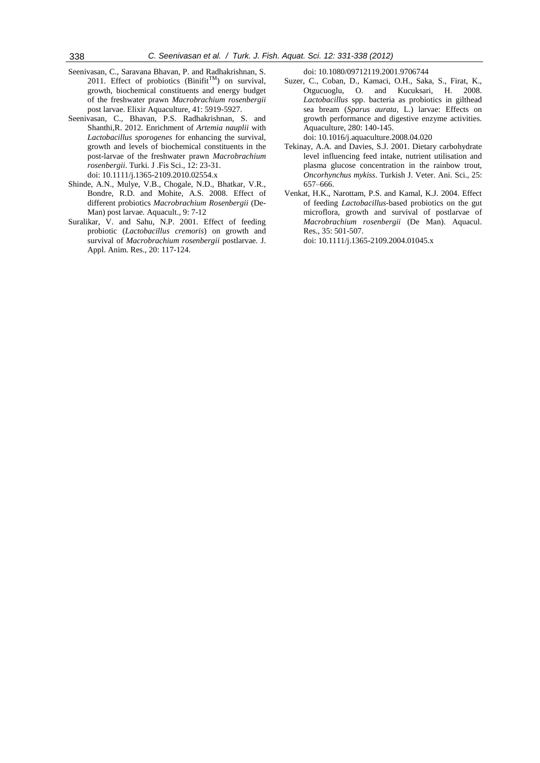Seenivasan, C., Saravana Bhavan, P. and Radhakrishnan, S. 2011. Effect of probiotics (Binifit$^{TM}$) on survival, growth, biochemical constituents and energy budget of the freshwater prawn *Macrobrachium rosenbergii* post larvae. Elixir Aquaculture, 41: 5919-5927.

Seenivasan, C., Bhavan, P.S. Radhakrishnan, S. and Shanthi,R. 2012. Enrichment of *Artemia nauplii* with *Lactobacillus sporogenes* for enhancing the survival, growth and levels of biochemical constituents in the post-larvae of the freshwater prawn *Macrobrachium rosenbergii*. Turki. J .Fis Sci., 12: 23-31. doi: 10.1111/j.1365-2109.2010.02554.x

Shinde, A.N., Mulye, V.B., Chogale, N.D., Bhatkar, V.R., Bondre, R.D. and Mohite, A.S. 2008. Effect of different probiotics *Macrobrachium Rosenbergii* (De-Man) post larvae. Aquacult., 9: 7-12

Suralikar, V. and Sahu, N.P. 2001. Effect of feeding probiotic (*Lactobacillus cremoris*) on growth and survival of *Macrobrachium rosenbergii* postlarvae. J. Appl. Anim. Res., 20: 117-124. doi: 10.1080/09712119.2001.9706744

Suzer, C., Coban, D., Kamaci, O.H., Saka, S., Firat, K., Otgucuoglu, O. and Kucuksari, H. 2008. *Lactobacillus* spp. bacteria as probiotics in gilthead sea bream (*Sparus aurata*, L.) larvae: Effects on growth performance and digestive enzyme activities. Aquaculture, 280: 140-145. doi: 10.1016/j.aquaculture.2008.04.020

Tekinay, A.A. and Davies, S.J. 2001. Dietary carbohydrate level influencing feed intake, nutrient utilisation and plasma glucose concentration in the rainbow trout, *Oncorhynchus mykiss*. Turkish J. Veter. Ani. Sci., 25: 657–666.

Venkat, H.K., Narottam, P.S. and Kamal, K.J. 2004. Effect of feeding *Lactobacillus*-based probiotics on the gut microflora, growth and survival of postlarvae of *Macrobrachium rosenbergii* (De Man). Aquacul. Res., 35: 501-507. doi: 10.1111/j.1365-2109.2004.01045.x